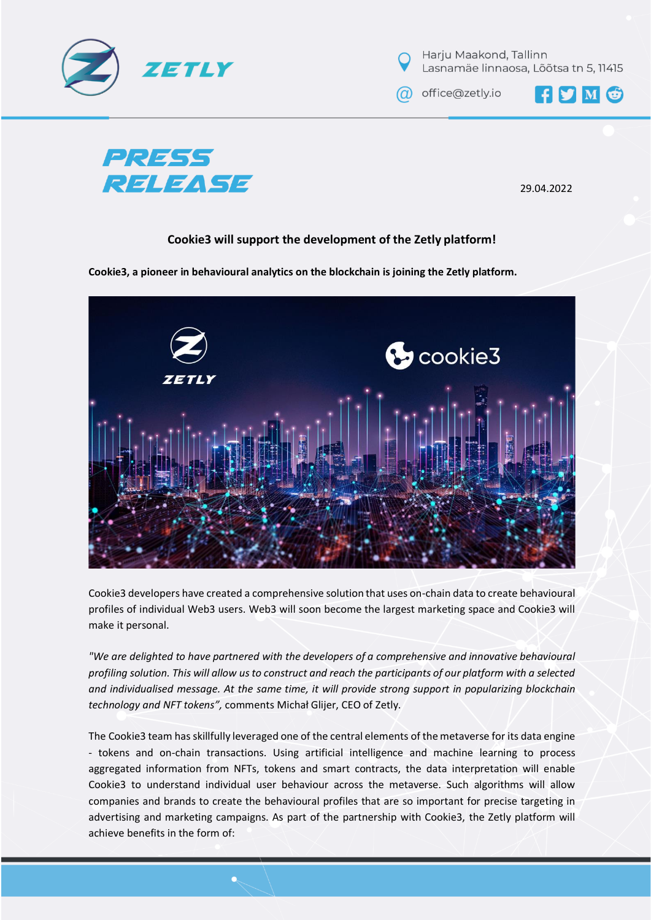ZETLY

Harju Maakond, Tallinn
Lasnamäe linnaosa, Lõõtsa tn 5, 11415

office@zetly.io

# PRESS RELEASE

29.04.2022

## Cookie3 will support the development of the Zetly platform!

**Cookie3, a pioneer in behavioural analytics on the blockchain is joining the Zetly platform.**

Cookie3 developers have created a comprehensive solution that uses on-chain data to create behavioural profiles of individual Web3 users. Web3 will soon become the largest marketing space and Cookie3 will make it personal.

*"We are delighted to have partnered with the developers of a comprehensive and innovative behavioural profiling solution. This will allow us to construct and reach the participants of our platform with a selected and individualised message. At the same time, it will provide strong support in popularizing blockchain technology and NFT tokens",* comments Michał Glijer, CEO of Zetly.

The Cookie3 team has skillfully leveraged one of the central elements of the metaverse for its data engine - tokens and on-chain transactions. Using artificial intelligence and machine learning to process aggregated information from NFTs, tokens and smart contracts, the data interpretation will enable Cookie3 to understand individual user behaviour across the metaverse. Such algorithms will allow companies and brands to create the behavioural profiles that are so important for precise targeting in advertising and marketing campaigns. As part of the partnership with Cookie3, the Zetly platform will achieve benefits in the form of: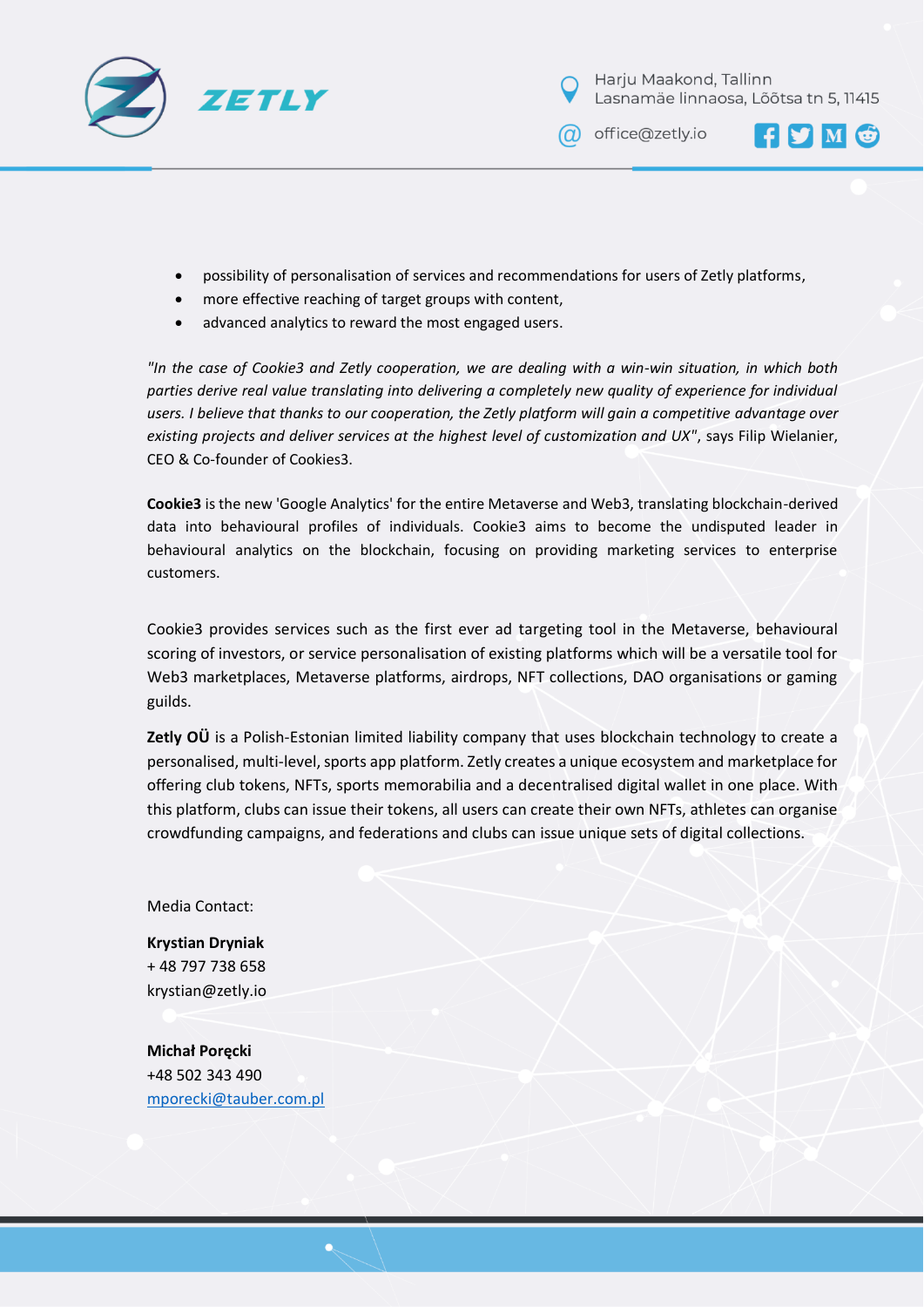- possibility of personalisation of services and recommendations for users of Zetly platforms,
- more effective reaching of target groups with content,
- advanced analytics to reward the most engaged users.

*"In the case of Cookie3 and Zetly cooperation, we are dealing with a win-win situation, in which both parties derive real value translating into delivering a completely new quality of experience for individual users. I believe that thanks to our cooperation, the Zetly platform will gain a competitive advantage over existing projects and deliver services at the highest level of customization and UX"*, says Filip Wielanier, CEO & Co-founder of Cookies3.

**Cookie3** is the new 'Google Analytics' for the entire Metaverse and Web3, translating blockchain-derived data into behavioural profiles of individuals. Cookie3 aims to become the undisputed leader in behavioural analytics on the blockchain, focusing on providing marketing services to enterprise customers.

Cookie3 provides services such as the first ever ad targeting tool in the Metaverse, behavioural scoring of investors, or service personalisation of existing platforms which will be a versatile tool for Web3 marketplaces, Metaverse platforms, airdrops, NFT collections, DAO organisations or gaming guilds.

**Zetly OÜ** is a Polish-Estonian limited liability company that uses blockchain technology to create a personalised, multi-level, sports app platform. Zetly creates a unique ecosystem and marketplace for offering club tokens, NFTs, sports memorabilia and a decentralised digital wallet in one place. With this platform, clubs can issue their tokens, all users can create their own NFTs, athletes can organise crowdfunding campaigns, and federations and clubs can issue unique sets of digital collections.

Media Contact:

**Krystian Dryniak**
+ 48 797 738 658
krystian@zetly.io

**Michał Poręcki**
+48 502 343 490
mporecki@tauber.com.pl